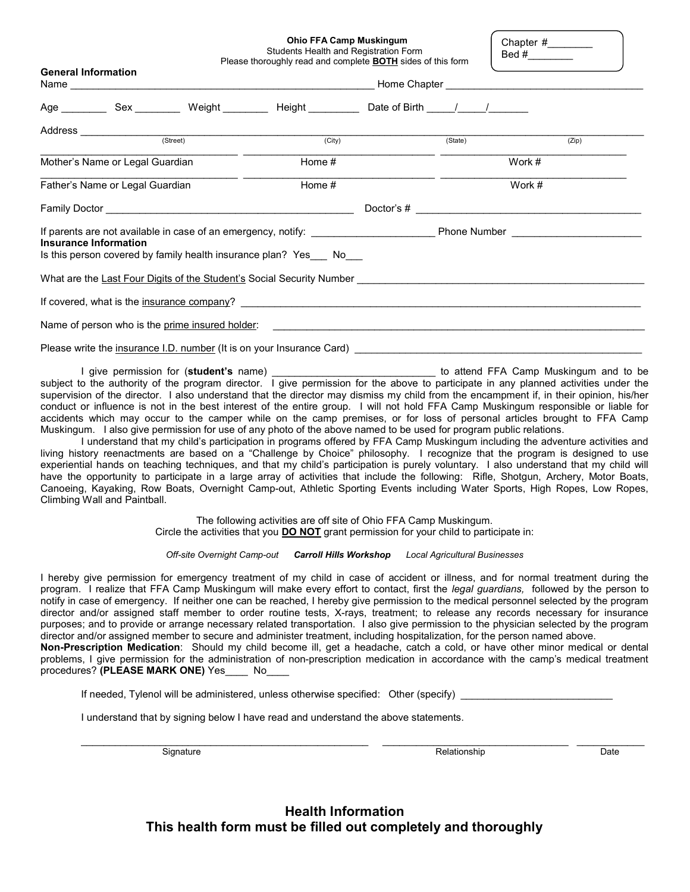**Ohio FFA Camp Muskingum**
Students Health and Registration Form
Please thoroughly read and complete **BOTH** sides of this form

Chapter #________
Bed #________

**General Information**

Name ________________________________________________________ Home Chapter ___________________________________

Age ________ Sex ________ Weight ________ Height _________ Date of Birth _____/_____/_______

Address ______________________________________________________________________________________________
(Street) (City) (State) (Zip)

Mother's Name or Legal Guardian ____________ Home # ____________ Work # ____________

Father's Name or Legal Guardian ____________ Home # ____________ Work # ____________

Family Doctor ____________________________________________ Doctor's # ________________________________________

If parents are not available in case of an emergency, notify: _____________________ Phone Number ______________________

**Insurance Information**

Is this person covered by family health insurance plan? Yes___ No___

What are the Last Four Digits of the Student's Social Security Number ___________________________________________________

If covered, what is the insurance company? __________________________________________________________________________

Name of person who is the prime insured holder: ____________________________________________________________________

Please write the insurance I.D. number (It is on your Insurance Card) ___________________________________________________

I give permission for (**student's** name) _____________________________ to attend FFA Camp Muskingum and to be subject to the authority of the program director. I give permission for the above to participate in any planned activities under the supervision of the director. I also understand that the director may dismiss my child from the encampment if, in their opinion, his/her conduct or influence is not in the best interest of the entire group. I will not hold FFA Camp Muskingum responsible or liable for accidents which may occur to the camper while on the camp premises, or for loss of personal articles brought to FFA Camp Muskingum. I also give permission for use of any photo of the above named to be used for program public relations.

I understand that my child's participation in programs offered by FFA Camp Muskingum including the adventure activities and living history reenactments are based on a "Challenge by Choice" philosophy. I recognize that the program is designed to use experiential hands on teaching techniques, and that my child's participation is purely voluntary. I also understand that my child will have the opportunity to participate in a large array of activities that include the following: Rifle, Shotgun, Archery, Motor Boats, Canoeing, Kayaking, Row Boats, Overnight Camp-out, Athletic Sporting Events including Water Sports, High Ropes, Low Ropes, Climbing Wall and Paintball.

The following activities are off site of Ohio FFA Camp Muskingum.
Circle the activities that you **DO NOT** grant permission for your child to participate in:

*Off-site Overnight Camp-out* ***Carroll Hills Workshop*** *Local Agricultural Businesses*

I hereby give permission for emergency treatment of my child in case of accident or illness, and for normal treatment during the program. I realize that FFA Camp Muskingum will make every effort to contact, first the *legal guardians,* followed by the person to notify in case of emergency. If neither one can be reached, I hereby give permission to the medical personnel selected by the program director and/or assigned staff member to order routine tests, X-rays, treatment; to release any records necessary for insurance purposes; and to provide or arrange necessary related transportation. I also give permission to the physician selected by the program director and/or assigned member to secure and administer treatment, including hospitalization, for the person named above.

**Non-Prescription Medication**: Should my child become ill, get a headache, catch a cold, or have other minor medical or dental problems, I give permission for the administration of non-prescription medication in accordance with the camp's medical treatment procedures? **(PLEASE MARK ONE)** Yes____ No____

If needed, Tylenol will be administered, unless otherwise specified: Other (specify) ___________________________

I understand that by signing below I have read and understand the above statements.

_____________________________ _____________________________ ____________
Signature Relationship Date

## Health Information
## This health form must be filled out completely and thoroughly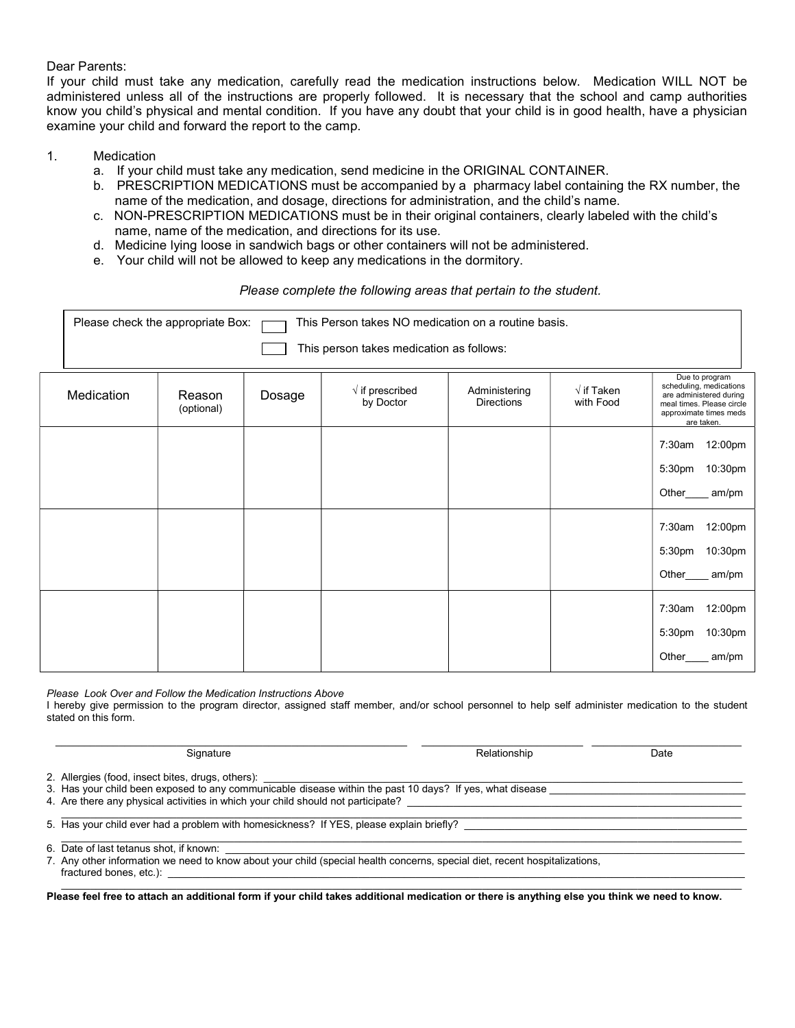Dear Parents:

If your child must take any medication, carefully read the medication instructions below. Medication WILL NOT be administered unless all of the instructions are properly followed. It is necessary that the school and camp authorities know you child's physical and mental condition. If you have any doubt that your child is in good health, have a physician examine your child and forward the report to the camp.

1. Medication
   a. If your child must take any medication, send medicine in the ORIGINAL CONTAINER.
   b. PRESCRIPTION MEDICATIONS must be accompanied by a pharmacy label containing the RX number, the name of the medication, and dosage, directions for administration, and the child's name.
   c. NON-PRESCRIPTION MEDICATIONS must be in their original containers, clearly labeled with the child's name, name of the medication, and directions for its use.
   d. Medicine lying loose in sandwich bags or other containers will not be administered.
   e. Your child will not be allowed to keep any medications in the dormitory.

*Please complete the following areas that pertain to the student.*

Please check the appropriate Box: ☐ This Person takes NO medication on a routine basis.

☐ This person takes medication as follows:

| Medication | Reason (optional) | Dosage | √ if prescribed by Doctor | Administering Directions | √ if Taken with Food | Due to program scheduling, medications are administered during meal times. Please circle approximate times meds are taken. |
|---|---|---|---|---|---|---|
| | | | | | | 7:30am 12:00pm 5:30pm 10:30pm Other____ am/pm |
| | | | | | | 7:30am 12:00pm 5:30pm 10:30pm Other____ am/pm |
| | | | | | | 7:30am 12:00pm 5:30pm 10:30pm Other____ am/pm |

*Please Look Over and Follow the Medication Instructions Above*

I hereby give permission to the program director, assigned staff member, and/or school personnel to help self administer medication to the student stated on this form.

\_\_\_\_\_\_\_\_\_\_\_\_\_\_\_\_\_\_\_\_\_\_\_\_\_\_\_\_ Signature \_\_\_\_\_\_\_\_\_\_\_\_\_\_\_\_ Relationship \_\_\_\_\_\_\_\_\_\_\_\_\_\_\_\_ Date

2. Allergies (food, insect bites, drugs, others): \_\_\_\_\_\_\_\_\_\_\_\_\_\_\_\_\_\_\_\_
3. Has your child been exposed to any communicable disease within the past 10 days? If yes, what disease \_\_\_\_\_\_\_\_\_\_\_\_\_\_\_\_\_\_\_\_
4. Are there any physical activities in which your child should not participate? \_\_\_\_\_\_\_\_\_\_\_\_\_\_\_\_\_\_\_\_
5. Has your child ever had a problem with homesickness? If YES, please explain briefly? \_\_\_\_\_\_\_\_\_\_\_\_\_\_\_\_\_\_\_\_
6. Date of last tetanus shot, if known: \_\_\_\_\_\_\_\_\_\_\_\_\_\_\_\_\_\_\_\_
7. Any other information we need to know about your child (special health concerns, special diet, recent hospitalizations, fractured bones, etc.): \_\_\_\_\_\_\_\_\_\_\_\_\_\_\_\_\_\_\_\_

**Please feel free to attach an additional form if your child takes additional medication or there is anything else you think we need to know.**